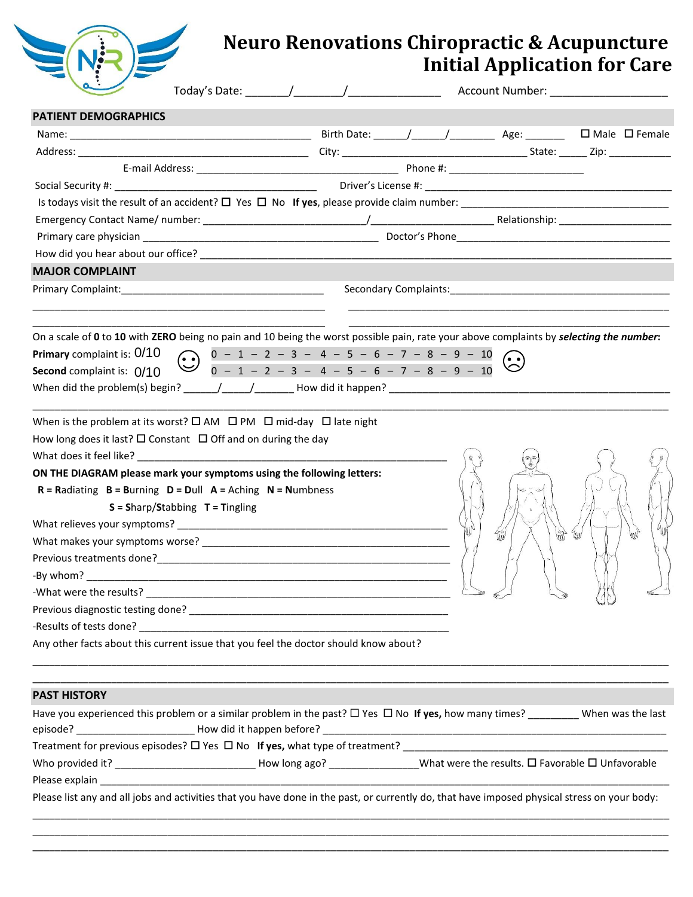# Neuro Renovations Chiropractic & Acupuncture
# Initial Application for Care

Today's Date: _______/________/_______________ Account Number: ___________________

## PATIENT DEMOGRAPHICS

Name: ___________________________________________ Birth Date: ______/______/________ Age: _______ ☐ Male ☐ Female

Address: ________________________________________ City: _______________________________ State: _____ Zip: ___________

E-mail Address: ___________________________________ Phone #: _______________________

Social Security #: ___________________________________ Driver's License #: ____________________________________________

Is todays visit the result of an accident? ☐ Yes ☐ No **If yes**, please provide claim number: ___________________________________

Emergency Contact Name/ number: ____________________________/_____________________ Relationship: ____________________

Primary care physician ___________________________________________ Doctor's Phone_______________________________________

How did you hear about our office? ______________________________________________________________________________

## MAJOR COMPLAINT

Primary Complaint:___________________________________ Secondary Complaints:_______________________________________

_____________________________________________________ ___________________________________________________________

_____________________________________________________ ___________________________________________________________

On a scale of **0** to **10** with **ZERO** being no pain and 10 being the worst possible pain, rate your above complaints by ***selecting the number***:

**Primary** complaint is: 0/10 ☺ 0 – 1 – 2 – 3 – 4 – 5 – 6 – 7 – 8 – 9 – 10 ☹

**Second** complaint is: 0/10 0 – 1 – 2 – 3 – 4 – 5 – 6 – 7 – 8 – 9 – 10

When did the problem(s) begin? ______/_____/_______ How did it happen? _________________________________________________

__________________________________________________________________________________________________________

When is the problem at its worst? ☐ AM ☐ PM ☐ mid-day ☐ late night

How long does it last? ☐ Constant ☐ Off and on during the day

What does it feel like? _____________________________________________________

**ON THE DIAGRAM please mark your symptoms using the following letters:**

**R** = **R**adiating **B** = **B**urning **D** = **D**ull **A** = **A**ching **N** = **N**umbness

**S** = **S**harp/**S**tabbing **T** = **T**ingling

What relieves your symptoms? _________________________________________________

What makes your symptoms worse? _____________________________________________

Previous treatments done?____________________________________________________

-By whom? ________________________________________________________________

-What were the results? _____________________________________________________

Previous diagnostic testing done? ______________________________________________

-Results of tests done? ______________________________________________________

Any other facts about this current issue that you feel the doctor should know about?

__________________________________________________________________________________________________________

__________________________________________________________________________________________________________

## PAST HISTORY

Have you experienced this problem or a similar problem in the past? ☐ Yes ☐ No **If yes,** how many times? _________ When was the last episode? ____________________ How did it happen before? ________________________________________________________

Treatment for previous episodes? ☐ Yes ☐ No **If yes,** what type of treatment? ____________________________________________

Who provided it? ________________________ How long ago? _______________What were the results. ☐ Favorable ☐ Unfavorable

Please explain ____________________________________________________________________________________________

Please list any and all jobs and activities that you have done in the past, or currently do, that have imposed physical stress on your body:

__________________________________________________________________________________________________________

__________________________________________________________________________________________________________

__________________________________________________________________________________________________________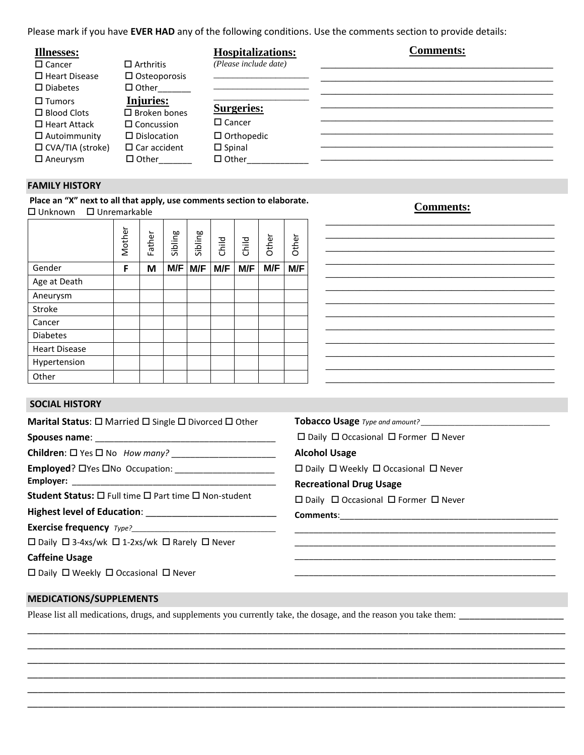Please mark if you have **EVER HAD** any of the following conditions. Use the comments section to provide details:

**Illnesses:**

- ☐ Cancer
- ☐ Heart Disease
- ☐ Diabetes
- ☐ Tumors
- ☐ Blood Clots
- ☐ Heart Attack
- ☐ Autoimmunity
- ☐ CVA/TIA (stroke)
- ☐ Aneurysm
- ☐ Arthritis
- ☐ Osteoporosis
- ☐ Other_______

**Injuries:**

- ☐ Broken bones
- ☐ Concussion
- ☐ Dislocation
- ☐ Car accident
- ☐ Other_______

**Hospitalizations:**
*(Please include date)*

___________________
___________________
___________________

**Surgeries:**

- ☐ Cancer
- ☐ Orthopedic
- ☐ Spinal
- ☐ Other_____________

**Comments:**

_______________________________________________
_______________________________________________
_______________________________________________
_______________________________________________
_______________________________________________
_______________________________________________
_______________________________________________
_______________________________________________

## FAMILY HISTORY

**Place an "X" next to all that apply, use comments section to elaborate.**
☐ Unknown ☐ Unremarkable

| | Mother | Father | Sibling | Sibling | Child | Child | Other | Other |
|---|---|---|---|---|---|---|---|---|
| Gender | F | M | M/F | M/F | M/F | M/F | M/F | M/F |
| Age at Death | | | | | | | | |
| Aneurysm | | | | | | | | |
| Stroke | | | | | | | | |
| Cancer | | | | | | | | |
| Diabetes | | | | | | | | |
| Heart Disease | | | | | | | | |
| Hypertension | | | | | | | | |
| Other | | | | | | | | |

**Comments:**

_______________________________________________
_______________________________________________
_______________________________________________
_______________________________________________
_______________________________________________
_______________________________________________
_______________________________________________
_______________________________________________
_______________________________________________
_______________________________________________
_______________________________________________
_______________________________________________
_______________________________________________

## SOCIAL HISTORY

**Marital Status**: ☐ Married ☐ Single ☐ Divorced ☐ Other

**Spouses name**: ____________________________________

**Children**: ☐ Yes ☐ No *How many?* ____________________

**Employed**? ☐Yes ☐No Occupation: ____________________

**Employer:** ___________________________________________

**Student Status:** ☐ Full time ☐ Part time ☐ Non-student

**Highest level of Education**: _________________________

**Exercise frequency** *Type?*_____________________________

☐ Daily ☐ 3-4xs/wk ☐ 1-2xs/wk ☐ Rarely ☐ Never

**Caffeine Usage**

☐ Daily ☐ Weekly ☐ Occasional ☐ Never

**Tobacco Usage** *Type and amount?* ___________________________

☐ Daily ☐ Occasional ☐ Former ☐ Never

**Alcohol Usage**

☐ Daily ☐ Weekly ☐ Occasional ☐ Never

**Recreational Drug Usage**

☐ Daily ☐ Occasional ☐ Former ☐ Never

**Comments**:_____________________________________________
______________________________________________________
______________________________________________________
______________________________________________________
______________________________________________________

## MEDICATIONS/SUPPLEMENTS

Please list all medications, drugs, and supplements you currently take, the dosage, and the reason you take them: _____________________

_____________________________________________________________________________________________________
_____________________________________________________________________________________________________
_____________________________________________________________________________________________________
_____________________________________________________________________________________________________
_____________________________________________________________________________________________________
_____________________________________________________________________________________________________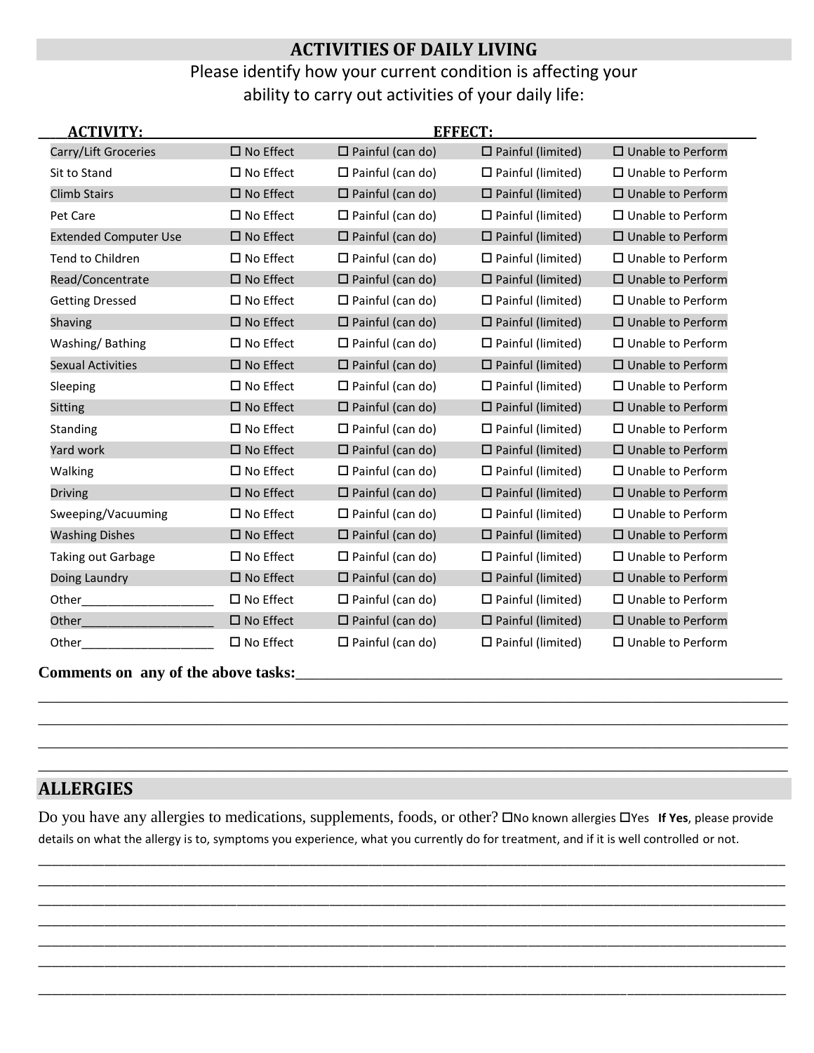## ACTIVITIES OF DAILY LIVING

Please identify how your current condition is affecting your ability to carry out activities of your daily life:

| ACTIVITY: | EFFECT: | | | |
|---|---|---|---|---|
| Carry/Lift Groceries | ☐ No Effect | ☐ Painful (can do) | ☐ Painful (limited) | ☐ Unable to Perform |
| Sit to Stand | ☐ No Effect | ☐ Painful (can do) | ☐ Painful (limited) | ☐ Unable to Perform |
| Climb Stairs | ☐ No Effect | ☐ Painful (can do) | ☐ Painful (limited) | ☐ Unable to Perform |
| Pet Care | ☐ No Effect | ☐ Painful (can do) | ☐ Painful (limited) | ☐ Unable to Perform |
| Extended Computer Use | ☐ No Effect | ☐ Painful (can do) | ☐ Painful (limited) | ☐ Unable to Perform |
| Tend to Children | ☐ No Effect | ☐ Painful (can do) | ☐ Painful (limited) | ☐ Unable to Perform |
| Read/Concentrate | ☐ No Effect | ☐ Painful (can do) | ☐ Painful (limited) | ☐ Unable to Perform |
| Getting Dressed | ☐ No Effect | ☐ Painful (can do) | ☐ Painful (limited) | ☐ Unable to Perform |
| Shaving | ☐ No Effect | ☐ Painful (can do) | ☐ Painful (limited) | ☐ Unable to Perform |
| Washing/ Bathing | ☐ No Effect | ☐ Painful (can do) | ☐ Painful (limited) | ☐ Unable to Perform |
| Sexual Activities | ☐ No Effect | ☐ Painful (can do) | ☐ Painful (limited) | ☐ Unable to Perform |
| Sleeping | ☐ No Effect | ☐ Painful (can do) | ☐ Painful (limited) | ☐ Unable to Perform |
| Sitting | ☐ No Effect | ☐ Painful (can do) | ☐ Painful (limited) | ☐ Unable to Perform |
| Standing | ☐ No Effect | ☐ Painful (can do) | ☐ Painful (limited) | ☐ Unable to Perform |
| Yard work | ☐ No Effect | ☐ Painful (can do) | ☐ Painful (limited) | ☐ Unable to Perform |
| Walking | ☐ No Effect | ☐ Painful (can do) | ☐ Painful (limited) | ☐ Unable to Perform |
| Driving | ☐ No Effect | ☐ Painful (can do) | ☐ Painful (limited) | ☐ Unable to Perform |
| Sweeping/Vacuuming | ☐ No Effect | ☐ Painful (can do) | ☐ Painful (limited) | ☐ Unable to Perform |
| Washing Dishes | ☐ No Effect | ☐ Painful (can do) | ☐ Painful (limited) | ☐ Unable to Perform |
| Taking out Garbage | ☐ No Effect | ☐ Painful (can do) | ☐ Painful (limited) | ☐ Unable to Perform |
| Doing Laundry | ☐ No Effect | ☐ Painful (can do) | ☐ Painful (limited) | ☐ Unable to Perform |
| Other____________________ | ☐ No Effect | ☐ Painful (can do) | ☐ Painful (limited) | ☐ Unable to Perform |
| Other____________________ | ☐ No Effect | ☐ Painful (can do) | ☐ Painful (limited) | ☐ Unable to Perform |
| Other____________________ | ☐ No Effect | ☐ Painful (can do) | ☐ Painful (limited) | ☐ Unable to Perform |

**Comments on any of the above tasks:**_______________________________________________________________

_______________________________________________________________________________________

_______________________________________________________________________________________

_______________________________________________________________________________________

_______________________________________________________________________________________

## ALLERGIES

Do you have any allergies to medications, supplements, foods, or other? ☐No known allergies ☐Yes **If Yes**, please provide details on what the allergy is to, symptoms you experience, what you currently do for treatment, and if it is well controlled or not.

_______________________________________________________________________________________

_______________________________________________________________________________________

_______________________________________________________________________________________

_______________________________________________________________________________________

_______________________________________________________________________________________

_______________________________________________________________________________________

_______________________________________________________________________________________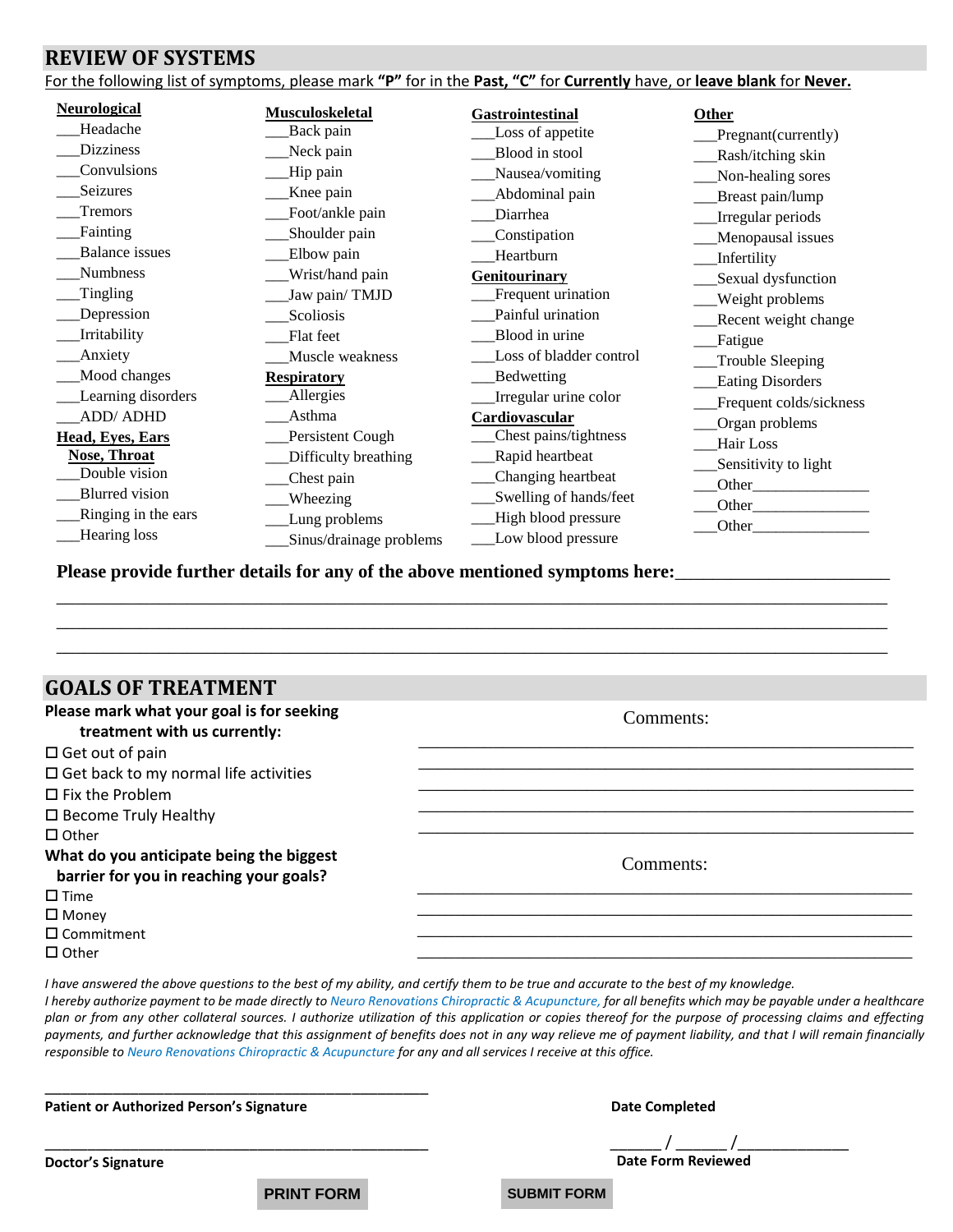## REVIEW OF SYSTEMS

For the following list of symptoms, please mark **"P"** for in the **Past, "C"** for **Currently** have, or **leave blank** for **Never.**

**Neurological**

___Headache
___Dizziness
___Convulsions
___Seizures
___Tremors
___Fainting
___Balance issues
___Numbness
___Tingling
___Depression
___Irritability
___Anxiety
___Mood changes
___Learning disorders
___ADD/ ADHD

**Head, Eyes, Ears Nose, Throat**

___Double vision
___Blurred vision
___Ringing in the ears
___Hearing loss

**Musculoskeletal**

___Back pain
___Neck pain
___Hip pain
___Knee pain
___Foot/ankle pain
___Shoulder pain
___Elbow pain
___Wrist/hand pain
___Jaw pain/ TMJD
___Scoliosis
___Flat feet
___Muscle weakness

**Respiratory**

___Allergies
___Asthma
___Persistent Cough
___Difficulty breathing
___Chest pain
___Wheezing
___Lung problems
___Sinus/drainage problems

**Gastrointestinal**

___Loss of appetite
___Blood in stool
___Nausea/vomiting
___Abdominal pain
___Diarrhea
___Constipation
___Heartburn

**Genitourinary**

___Frequent urination
___Painful urination
___Blood in urine
___Loss of bladder control
___Bedwetting
___Irregular urine color

**Cardiovascular**

___Chest pains/tightness
___Rapid heartbeat
___Changing heartbeat
___Swelling of hands/feet
___High blood pressure
___Low blood pressure

**Other**

___Pregnant(currently)
___Rash/itching skin
___Non-healing sores
___Breast pain/lump
___Irregular periods
___Menopausal issues
___Infertility
___Sexual dysfunction
___Weight problems
___Recent weight change
___Fatigue
___Trouble Sleeping
___Eating Disorders
___Frequent colds/sickness
___Organ problems
___Hair Loss
___Sensitivity to light
___Other_______________
___Other_______________
___Other_______________

**Please provide further details for any of the above mentioned symptoms here:**________________________

_____________________________________________________________________________________________
_____________________________________________________________________________________________
_____________________________________________________________________________________________

## GOALS OF TREATMENT

**Please mark what your goal is for seeking treatment with us currently:**

☐ Get out of pain
☐ Get back to my normal life activities
☐ Fix the Problem
☐ Become Truly Healthy
☐ Other

Comments:
_____________________________________________________________
_____________________________________________________________
_____________________________________________________________
_____________________________________________________________
_____________________________________________________________

**What do you anticipate being the biggest barrier for you in reaching your goals?**

☐ Time
☐ Money
☐ Commitment
☐ Other

Comments:
_____________________________________________________________
_____________________________________________________________
_____________________________________________________________
_____________________________________________________________

*I have answered the above questions to the best of my ability, and certify them to be true and accurate to the best of my knowledge.*
*I hereby authorize payment to be made directly to Neuro Renovations Chiropractic & Acupuncture, for all benefits which may be payable under a healthcare plan or from any other collateral sources. I authorize utilization of this application or copies thereof for the purpose of processing claims and effecting payments, and further acknowledge that this assignment of benefits does not in any way relieve me of payment liability, and that I will remain financially responsible to Neuro Renovations Chiropractic & Acupuncture for any and all services I receive at this office.*

_______________________________________________
**Patient or Authorized Person's Signature**

**Date Completed**

_______________________________________________
**Doctor's Signature**

______ / ______ /_____________
**Date Form Reviewed**

PRINT FORM     SUBMIT FORM